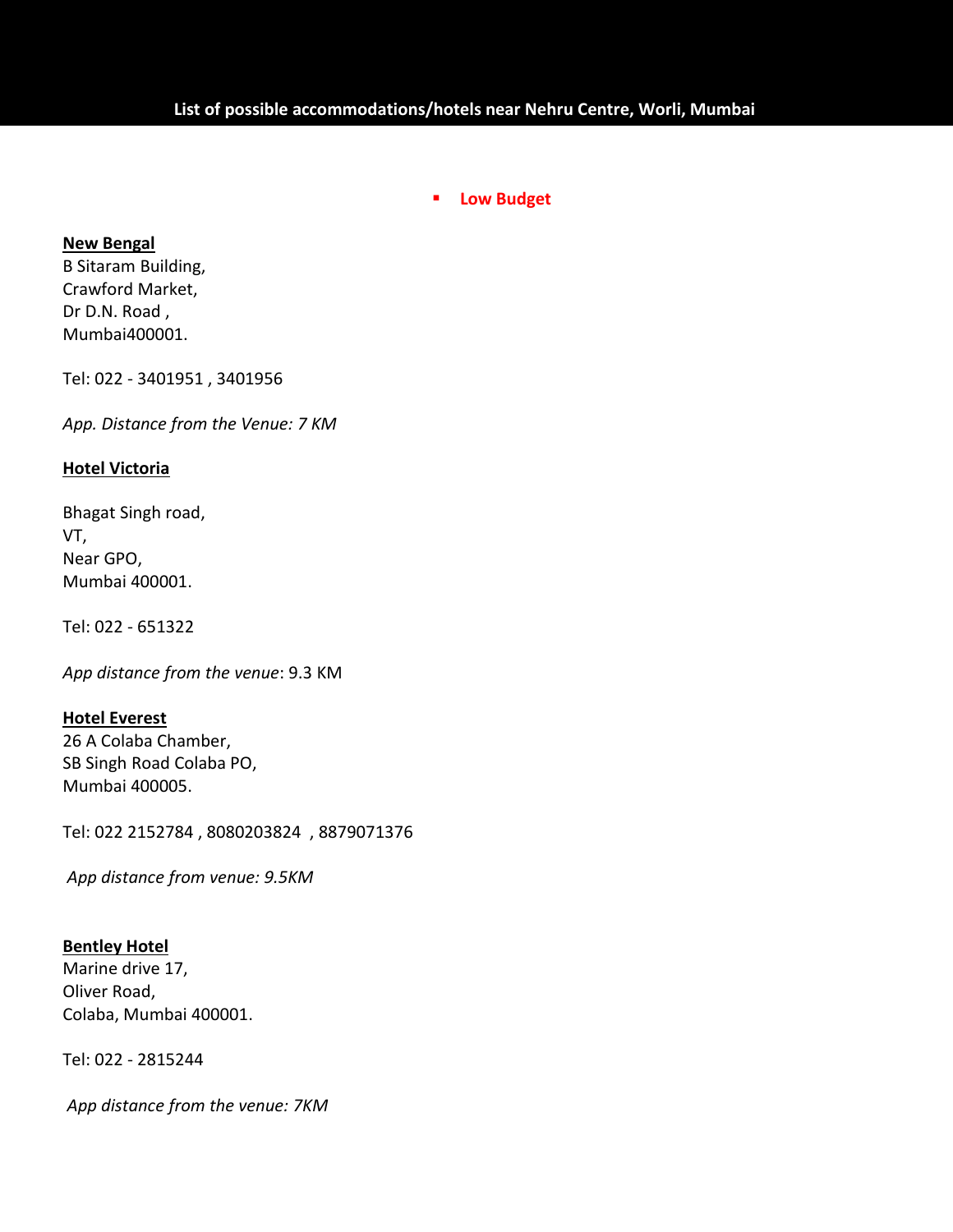# List of possible accommodations/hotels near Nehru Centre, Worli, Mumbai

- **Low Budget**

**New Bengal**
B Sitaram Building,
Crawford Market,
Dr D.N. Road ,
Mumbai400001.

Tel: 022 - 3401951 , 3401956

*App. Distance from the Venue: 7 KM*

**Hotel Victoria**

Bhagat Singh road,
VT,
Near GPO,
Mumbai 400001.

Tel: 022 - 651322

*App distance from the venue*: 9.3 KM

**Hotel Everest**
26 A Colaba Chamber,
SB Singh Road Colaba PO,
Mumbai 400005.

Tel: 022 2152784 , 8080203824 , 8879071376

*App distance from venue: 9.5KM*

**Bentley Hotel**
Marine drive 17,
Oliver Road,
Colaba, Mumbai 400001.

Tel: 022 - 2815244

*App distance from the venue: 7KM*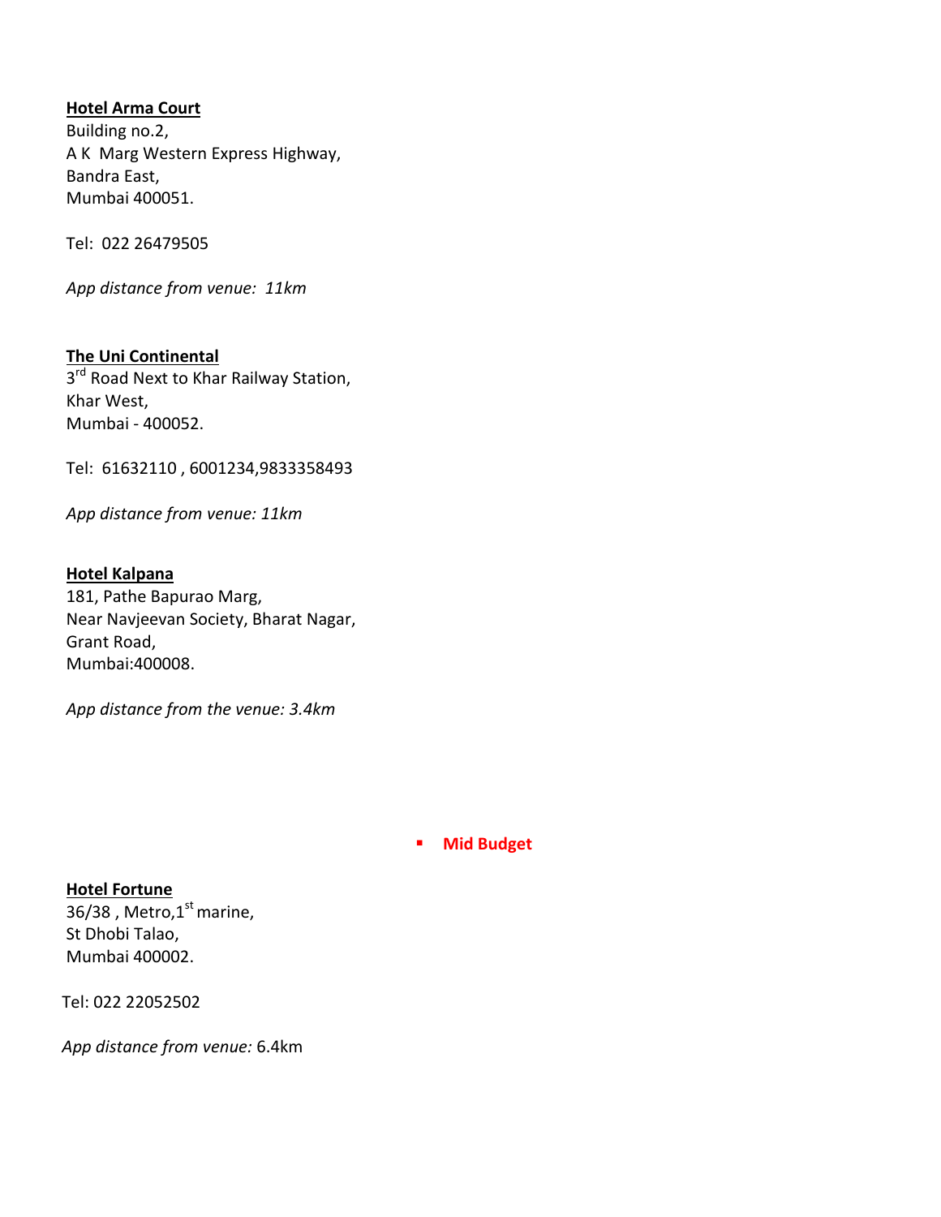**Hotel Arma Court**
Building no.2,
A K  Marg Western Express Highway,
Bandra East,
Mumbai 400051.

Tel:  022 26479505

*App distance from venue:  11km*

**The Uni Continental**
3rd Road Next to Khar Railway Station,
Khar West,
Mumbai - 400052.

Tel:  61632110 , 6001234,9833358493

*App distance from venue: 11km*

**Hotel Kalpana**
181, Pathe Bapurao Marg,
Near Navjeevan Society, Bharat Nagar,
Grant Road,
Mumbai:400008.

*App distance from the venue: 3.4km*

- **Mid Budget**

**Hotel Fortune**
36/38 , Metro,1st marine,
St Dhobi Talao,
Mumbai 400002.

Tel: 022 22052502

*App distance from venue:* 6.4km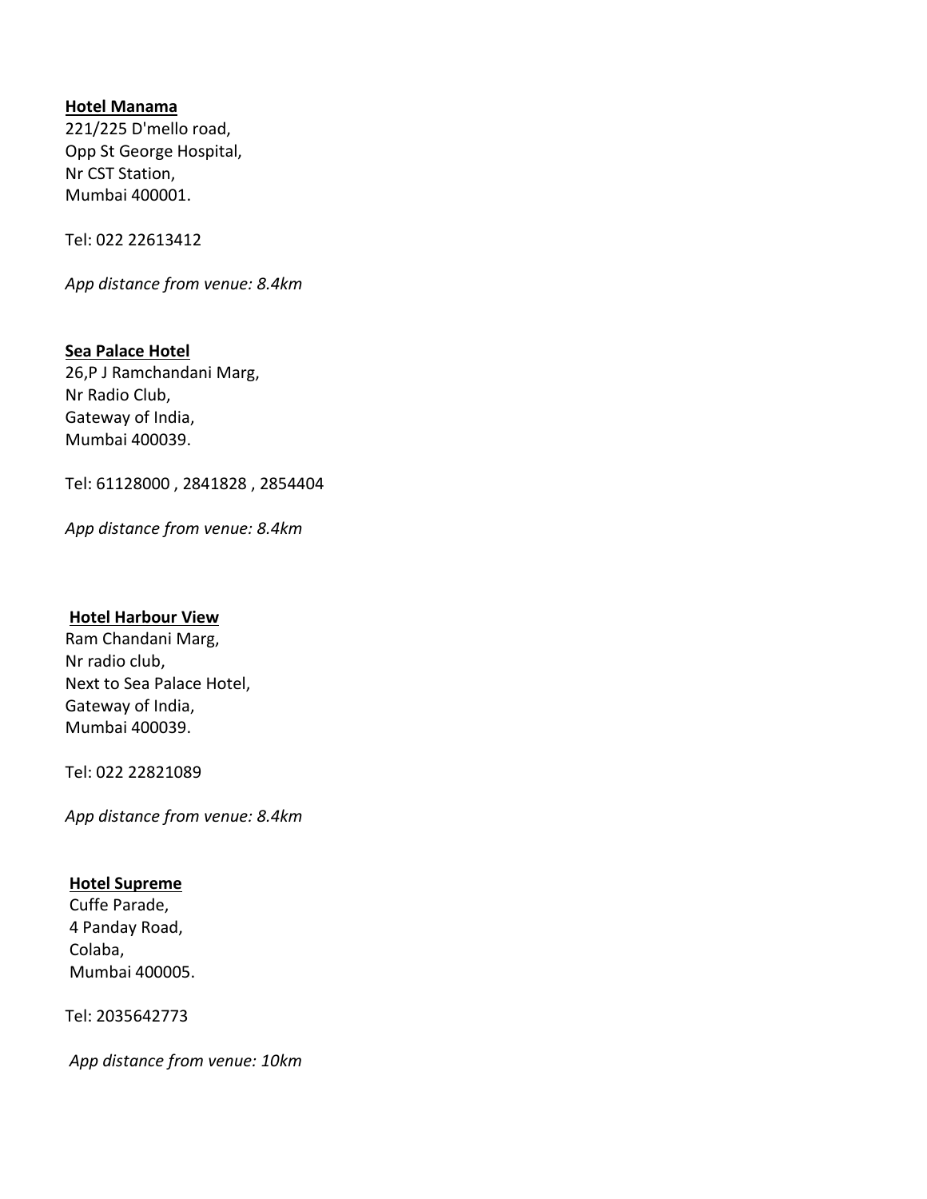**Hotel Manama**
221/225 D'mello road,
Opp St George Hospital,
Nr CST Station,
Mumbai 400001.

Tel: 022 22613412

*App distance from venue: 8.4km*

**Sea Palace Hotel**
26,P J Ramchandani Marg,
Nr Radio Club,
Gateway of India,
Mumbai 400039.

Tel: 61128000 , 2841828 , 2854404

*App distance from venue: 8.4km*

**Hotel Harbour View**
Ram Chandani Marg,
Nr radio club,
Next to Sea Palace Hotel,
Gateway of India,
Mumbai 400039.

Tel: 022 22821089

*App distance from venue: 8.4km*

**Hotel Supreme**
Cuffe Parade,
4 Panday Road,
Colaba,
Mumbai 400005.

Tel: 2035642773

*App distance from venue: 10km*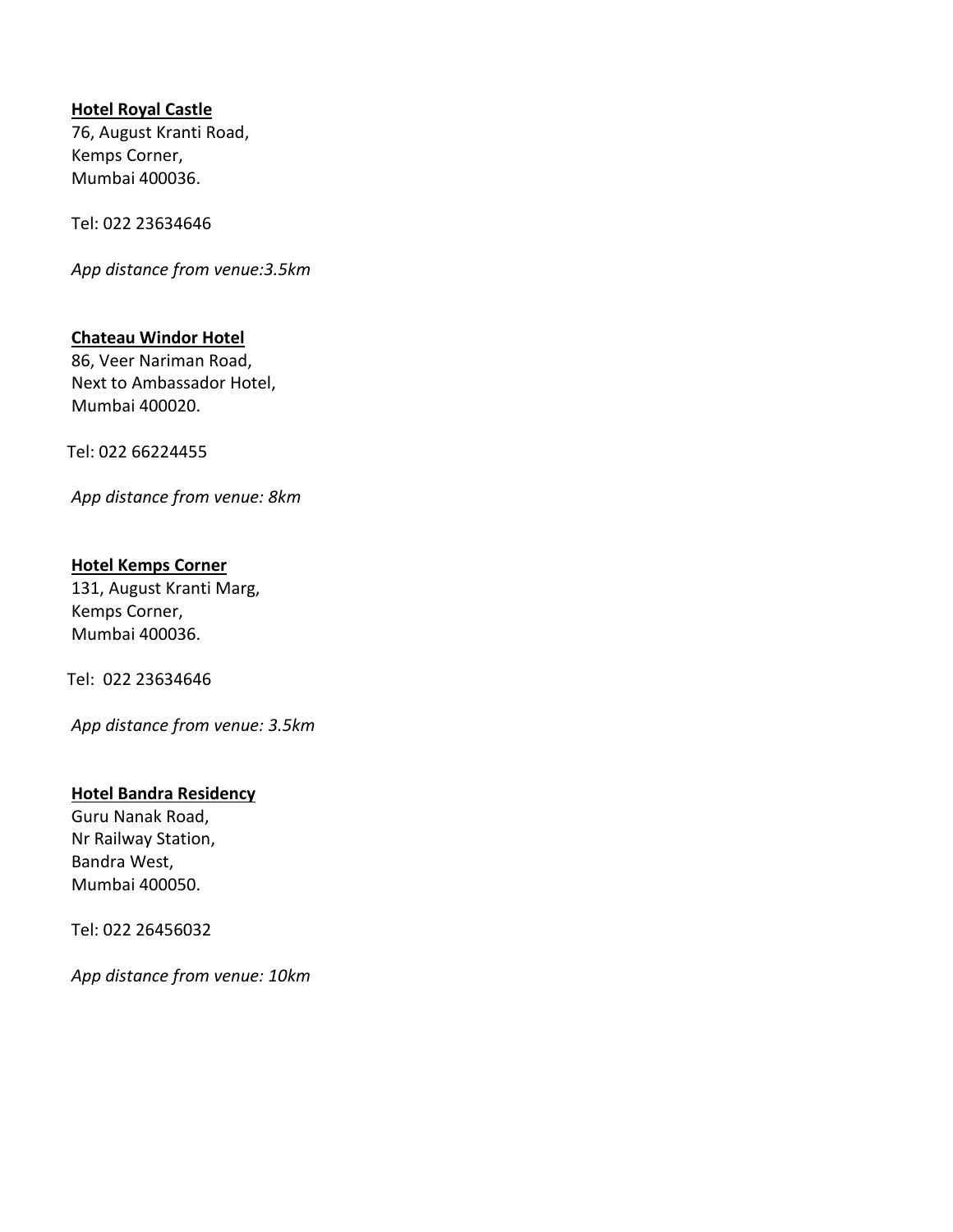**Hotel Royal Castle**
76, August Kranti Road,
Kemps Corner,
Mumbai 400036.

Tel: 022 23634646

*App distance from venue:3.5km*

**Chateau Windor Hotel**
86, Veer Nariman Road,
Next to Ambassador Hotel,
Mumbai 400020.

Tel: 022 66224455

*App distance from venue: 8km*

**Hotel Kemps Corner**
131, August Kranti Marg,
Kemps Corner,
Mumbai 400036.

Tel: 022 23634646

*App distance from venue: 3.5km*

**Hotel Bandra Residency**
Guru Nanak Road,
Nr Railway Station,
Bandra West,
Mumbai 400050.

Tel: 022 26456032

*App distance from venue: 10km*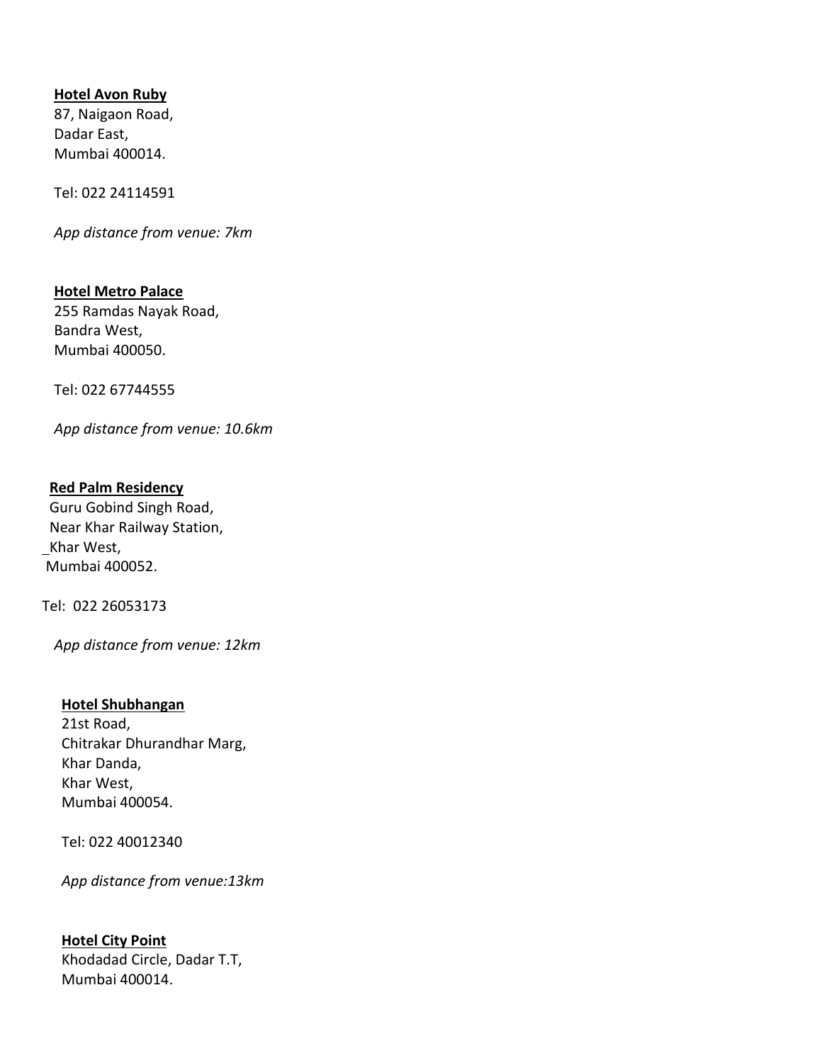**Hotel Avon Ruby**
87, Naigaon Road,
Dadar East,
Mumbai 400014.

Tel: 022 24114591

*App distance from venue: 7km*

**Hotel Metro Palace**
255 Ramdas Nayak Road,
Bandra West,
Mumbai 400050.

Tel: 022 67744555

*App distance from venue: 10.6km*

**Red Palm Residency**
Guru Gobind Singh Road,
Near Khar Railway Station,
Khar West,
Mumbai 400052.

Tel: 022 26053173

*App distance from venue: 12km*

**Hotel Shubhangan**
21st Road,
Chitrakar Dhurandhar Marg,
Khar Danda,
Khar West,
Mumbai 400054.

Tel: 022 40012340

*App distance from venue:13km*

**Hotel City Point**
Khodadad Circle, Dadar T.T,
Mumbai 400014.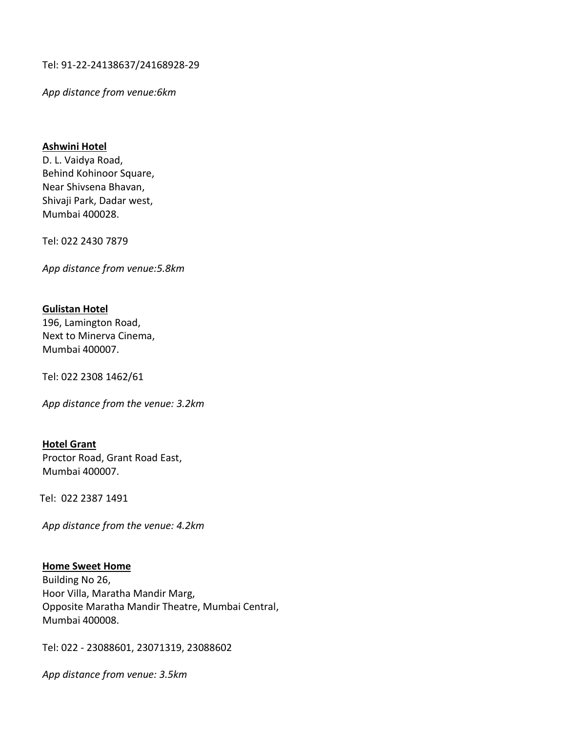Tel: 91-22-24138637/24168928-29

*App distance from venue:6km*

**Ashwini Hotel**
D. L. Vaidya Road,
Behind Kohinoor Square,
Near Shivsena Bhavan,
Shivaji Park, Dadar west,
Mumbai 400028.

Tel: 022 2430 7879

*App distance from venue:5.8km*

**Gulistan Hotel**
196, Lamington Road,
Next to Minerva Cinema,
Mumbai 400007.

Tel: 022 2308 1462/61

*App distance from the venue: 3.2km*

**Hotel Grant**
Proctor Road, Grant Road East,
Mumbai 400007.

Tel: 022 2387 1491

*App distance from the venue: 4.2km*

**Home Sweet Home**
Building No 26,
Hoor Villa, Maratha Mandir Marg,
Opposite Maratha Mandir Theatre, Mumbai Central,
Mumbai 400008.

Tel: 022 - 23088601, 23071319, 23088602

*App distance from venue: 3.5km*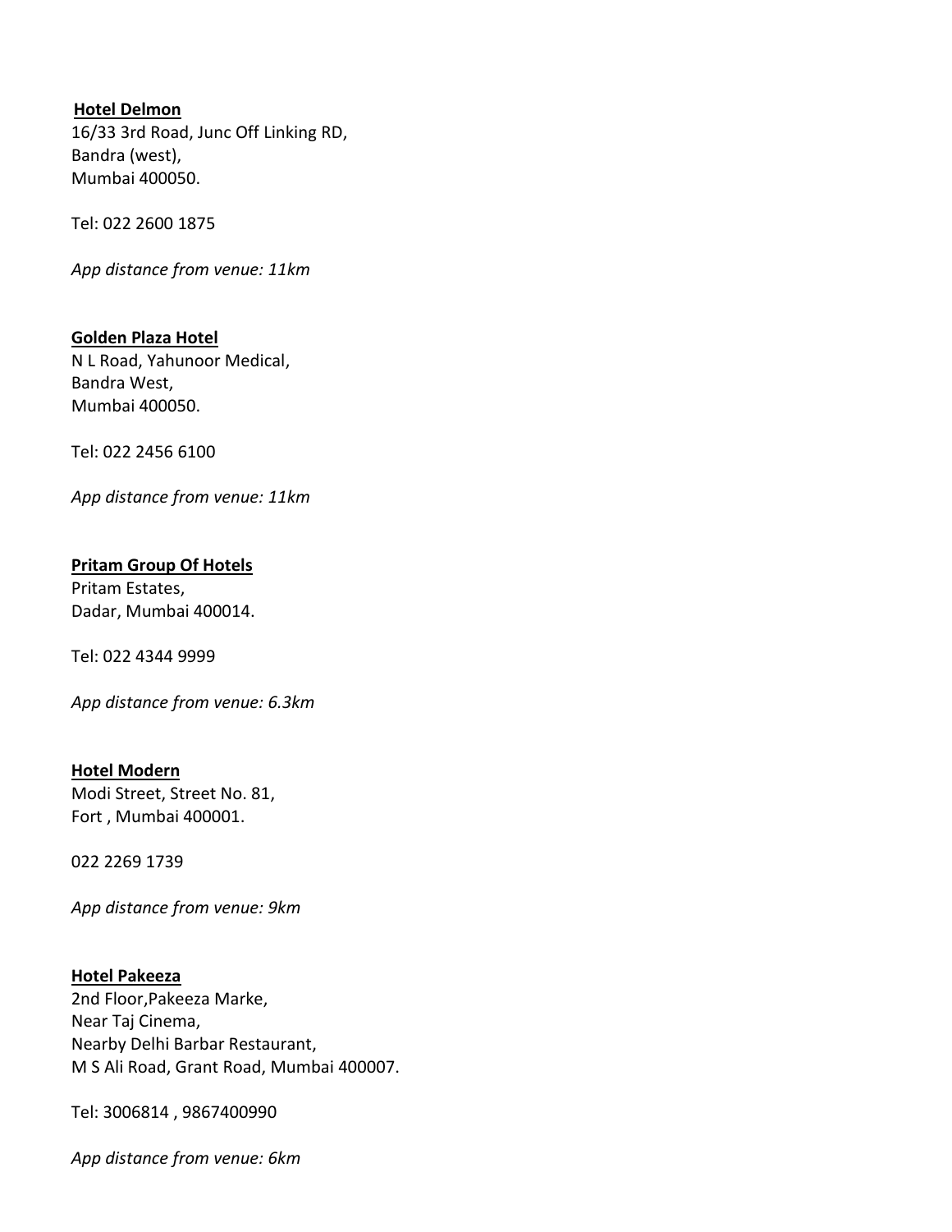**Hotel Delmon**
16/33 3rd Road, Junc Off Linking RD,
Bandra (west),
Mumbai 400050.

Tel: 022 2600 1875

*App distance from venue: 11km*

**Golden Plaza Hotel**
N L Road, Yahunoor Medical,
Bandra West,
Mumbai 400050.

Tel: 022 2456 6100

*App distance from venue: 11km*

**Pritam Group Of Hotels**
Pritam Estates,
Dadar, Mumbai 400014.

Tel: 022 4344 9999

*App distance from venue: 6.3km*

**Hotel Modern**
Modi Street, Street No. 81,
Fort , Mumbai 400001.

022 2269 1739

*App distance from venue: 9km*

**Hotel Pakeeza**
2nd Floor,Pakeeza Marke,
Near Taj Cinema,
Nearby Delhi Barbar Restaurant,
M S Ali Road, Grant Road, Mumbai 400007.

Tel: 3006814 , 9867400990

*App distance from venue: 6km*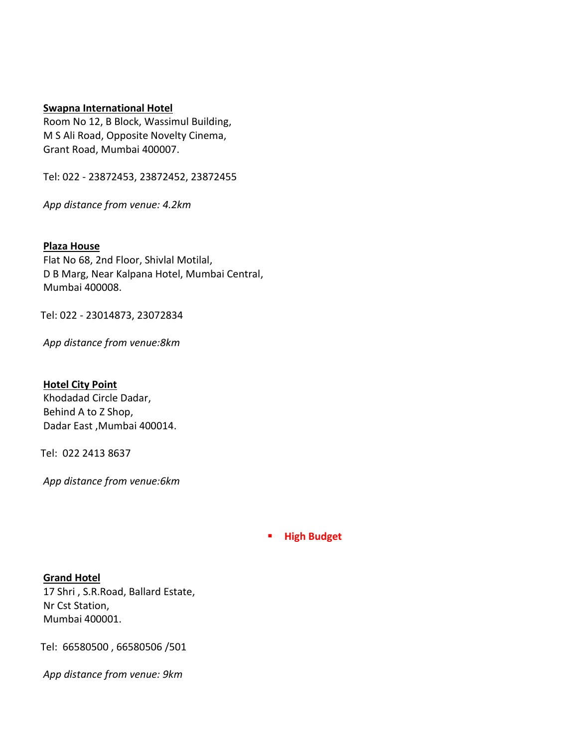**Swapna International Hotel**
Room No 12, B Block, Wassimul Building,
M S Ali Road, Opposite Novelty Cinema,
Grant Road, Mumbai 400007.

Tel: 022 - 23872453, 23872452, 23872455

*App distance from venue: 4.2km*

**Plaza House**
Flat No 68, 2nd Floor, Shivlal Motilal,
D B Marg, Near Kalpana Hotel, Mumbai Central,
Mumbai 400008.

Tel: 022 - 23014873, 23072834

*App distance from venue:8km*

**Hotel City Point**
Khodadad Circle Dadar,
Behind A to Z Shop,
Dadar East ,Mumbai 400014.

Tel: 022 2413 8637

*App distance from venue:6km*

- **High Budget**

**Grand Hotel**
17 Shri , S.R.Road, Ballard Estate,
Nr Cst Station,
Mumbai 400001.

Tel: 66580500 , 66580506 /501

*App distance from venue: 9km*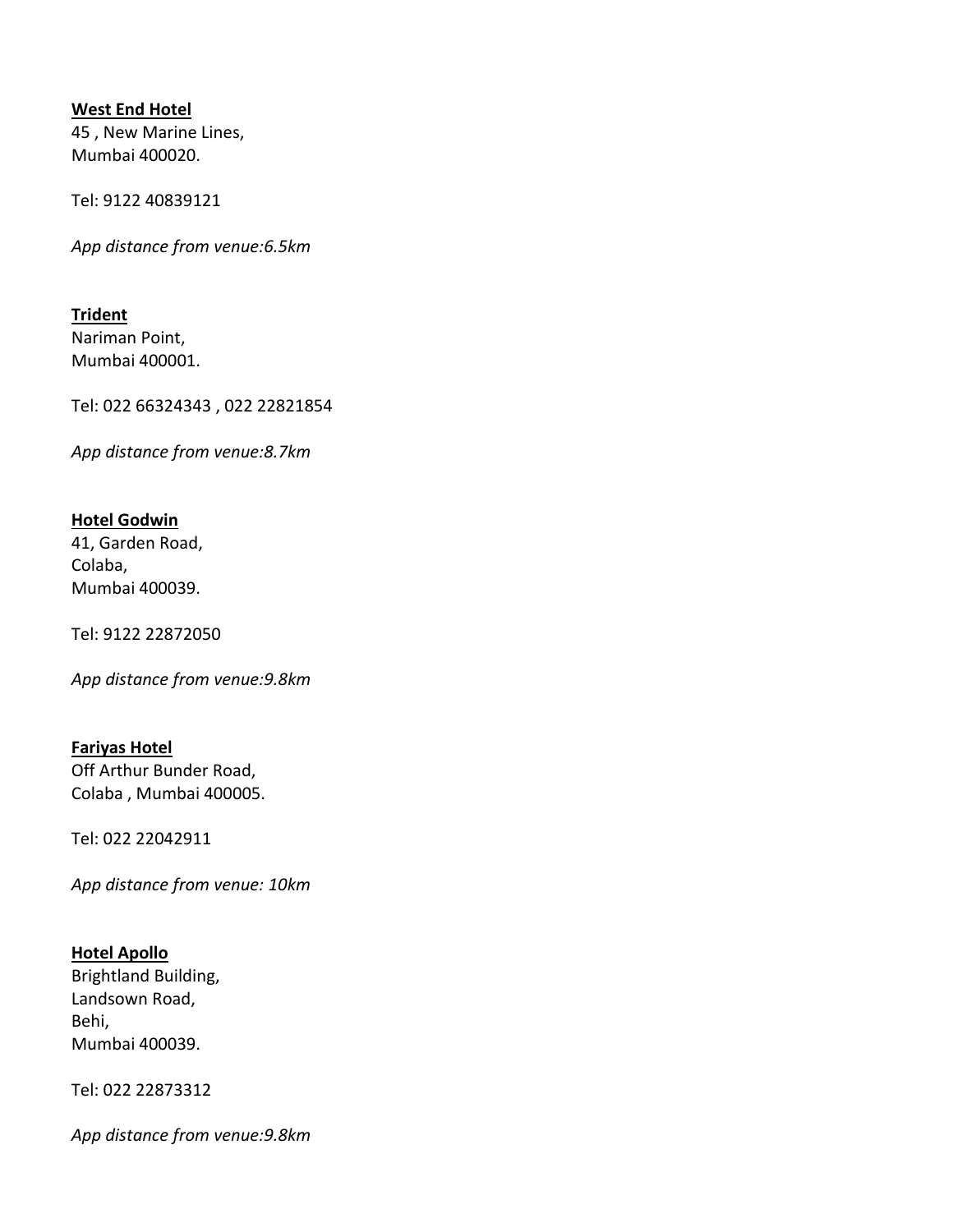**West End Hotel**
45 , New Marine Lines,
Mumbai 400020.

Tel: 9122 40839121

*App distance from venue:6.5km*

**Trident**
Nariman Point,
Mumbai 400001.

Tel: 022 66324343 , 022 22821854

*App distance from venue:8.7km*

**Hotel Godwin**
41, Garden Road,
Colaba,
Mumbai 400039.

Tel: 9122 22872050

*App distance from venue:9.8km*

**Fariyas Hotel**
Off Arthur Bunder Road,
Colaba , Mumbai 400005.

Tel: 022 22042911

*App distance from venue: 10km*

**Hotel Apollo**
Brightland Building,
Landsown Road,
Behi,
Mumbai 400039.

Tel: 022 22873312

*App distance from venue:9.8km*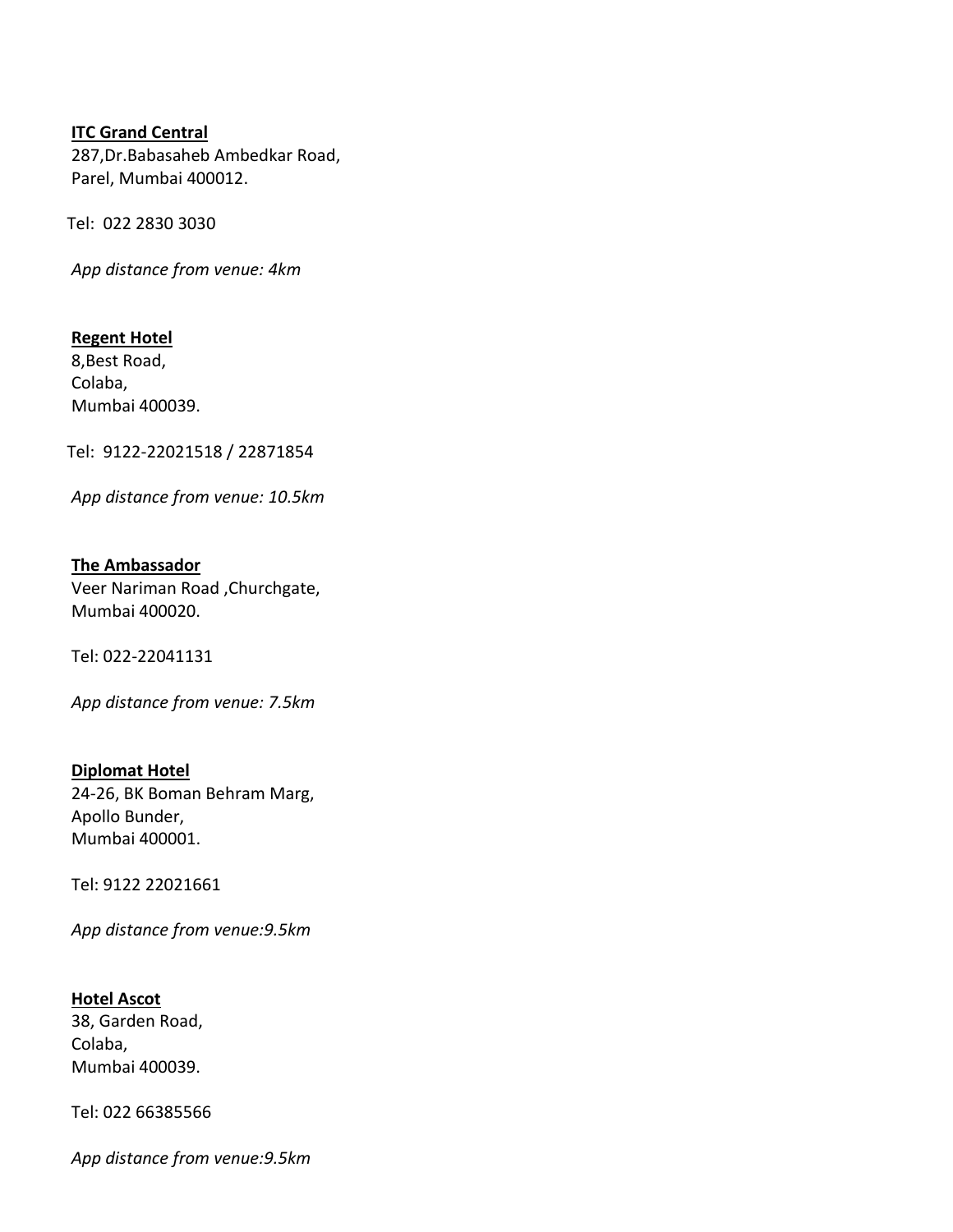**ITC Grand Central**
287,Dr.Babasaheb Ambedkar Road,
Parel, Mumbai 400012.

Tel: 022 2830 3030

*App distance from venue: 4km*

**Regent Hotel**
8,Best Road,
Colaba,
Mumbai 400039.

Tel: 9122-22021518 / 22871854

*App distance from venue: 10.5km*

**The Ambassador**
Veer Nariman Road ,Churchgate,
Mumbai 400020.

Tel: 022-22041131

*App distance from venue: 7.5km*

**Diplomat Hotel**
24-26, BK Boman Behram Marg,
Apollo Bunder,
Mumbai 400001.

Tel: 9122 22021661

*App distance from venue:9.5km*

**Hotel Ascot**
38, Garden Road,
Colaba,
Mumbai 400039.

Tel: 022 66385566

*App distance from venue:9.5km*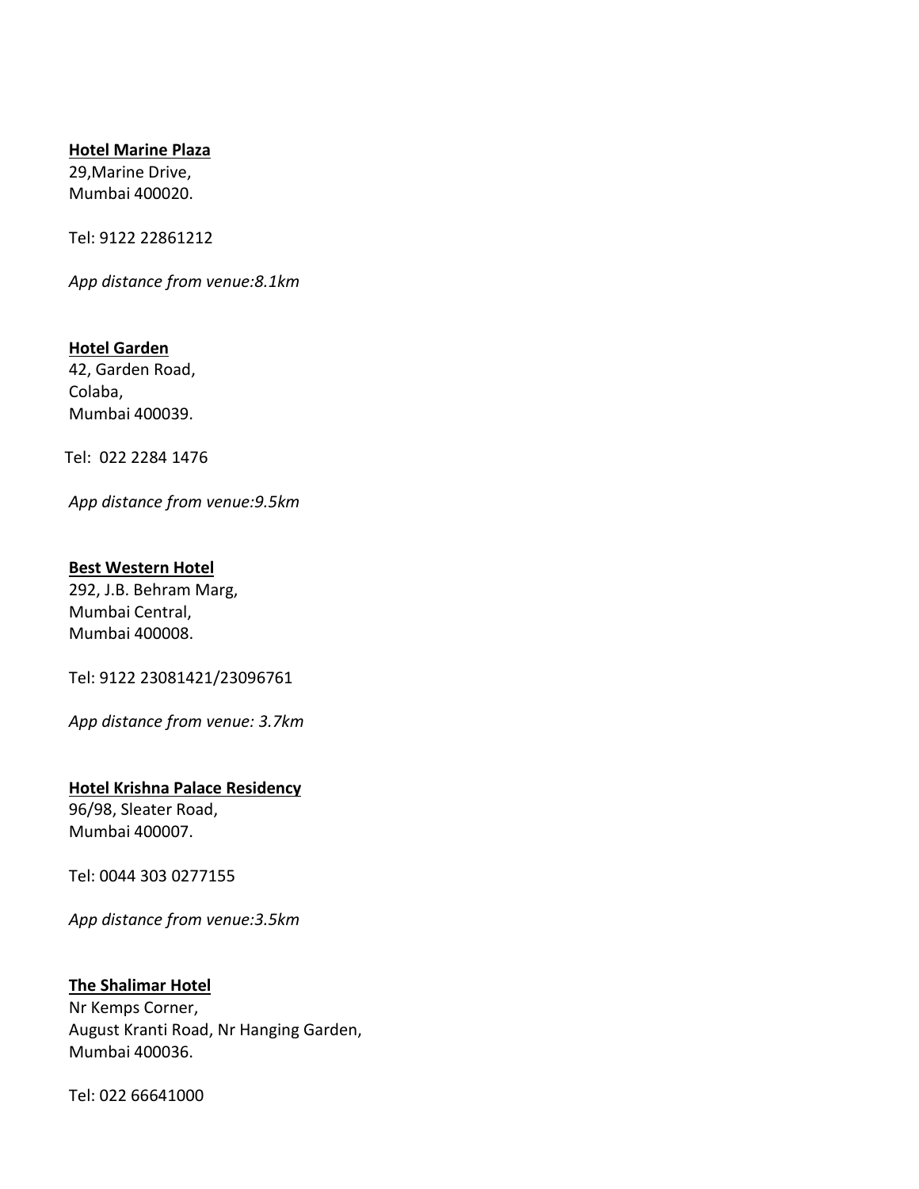**Hotel Marine Plaza**
29,Marine Drive,
Mumbai 400020.

Tel: 9122 22861212

*App distance from venue:8.1km*

**Hotel Garden**
42, Garden Road,
Colaba,
Mumbai 400039.

Tel: 022 2284 1476

*App distance from venue:9.5km*

**Best Western Hotel**
292, J.B. Behram Marg,
Mumbai Central,
Mumbai 400008.

Tel: 9122 23081421/23096761

*App distance from venue: 3.7km*

**Hotel Krishna Palace Residency**
96/98, Sleater Road,
Mumbai 400007.

Tel: 0044 303 0277155

*App distance from venue:3.5km*

**The Shalimar Hotel**
Nr Kemps Corner,
August Kranti Road, Nr Hanging Garden,
Mumbai 400036.

Tel: 022 66641000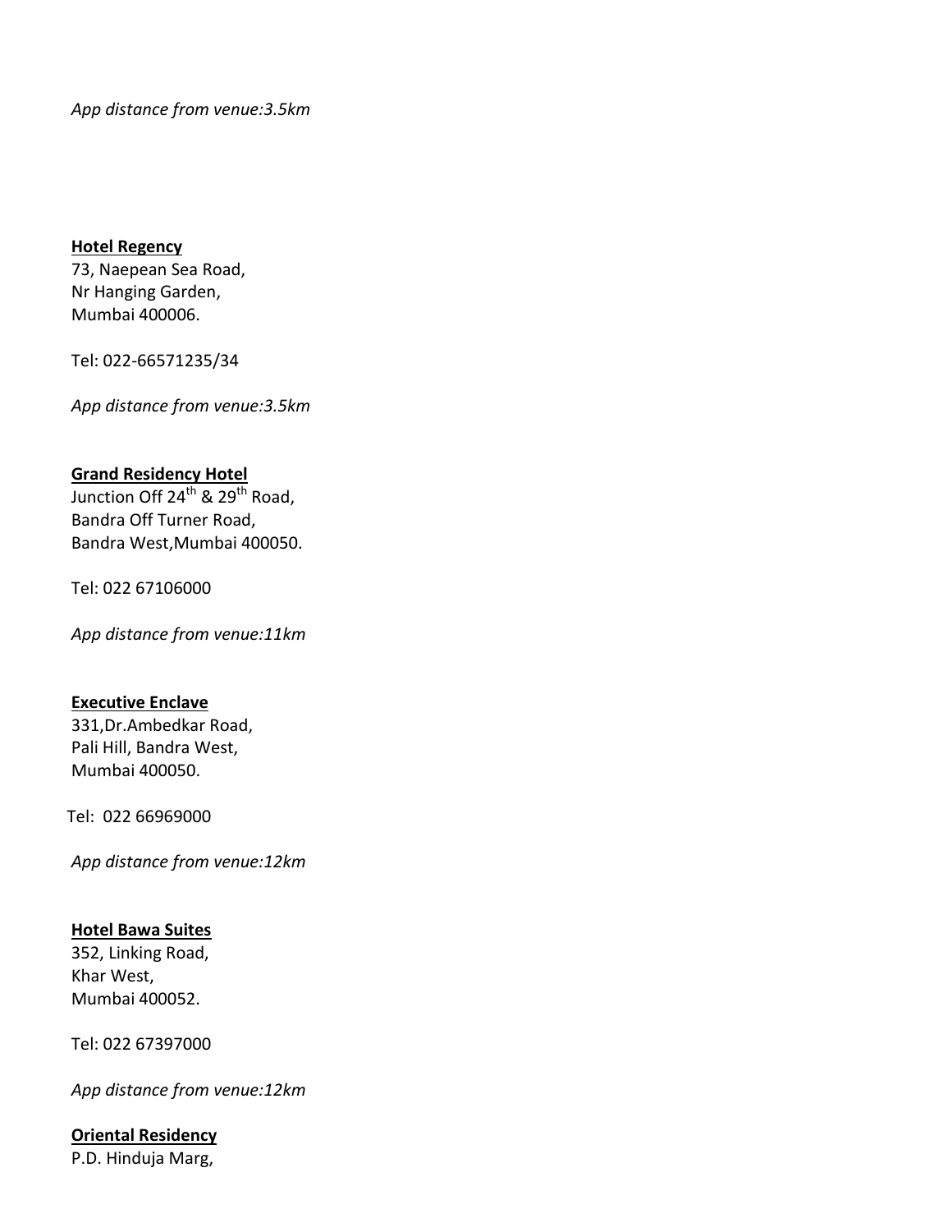*App distance from venue:3.5km*

**Hotel Regency**
73, Naepean Sea Road,
Nr Hanging Garden,
Mumbai 400006.

Tel: 022-66571235/34

*App distance from venue:3.5km*

**Grand Residency Hotel**
Junction Off 24th & 29th Road,
Bandra Off Turner Road,
Bandra West,Mumbai 400050.

Tel: 022 67106000

*App distance from venue:11km*

**Executive Enclave**
331,Dr.Ambedkar Road,
Pali Hill, Bandra West,
Mumbai 400050.

Tel: 022 66969000

*App distance from venue:12km*

**Hotel Bawa Suites**
352, Linking Road,
Khar West,
Mumbai 400052.

Tel: 022 67397000

*App distance from venue:12km*

**Oriental Residency**
P.D. Hinduja Marg,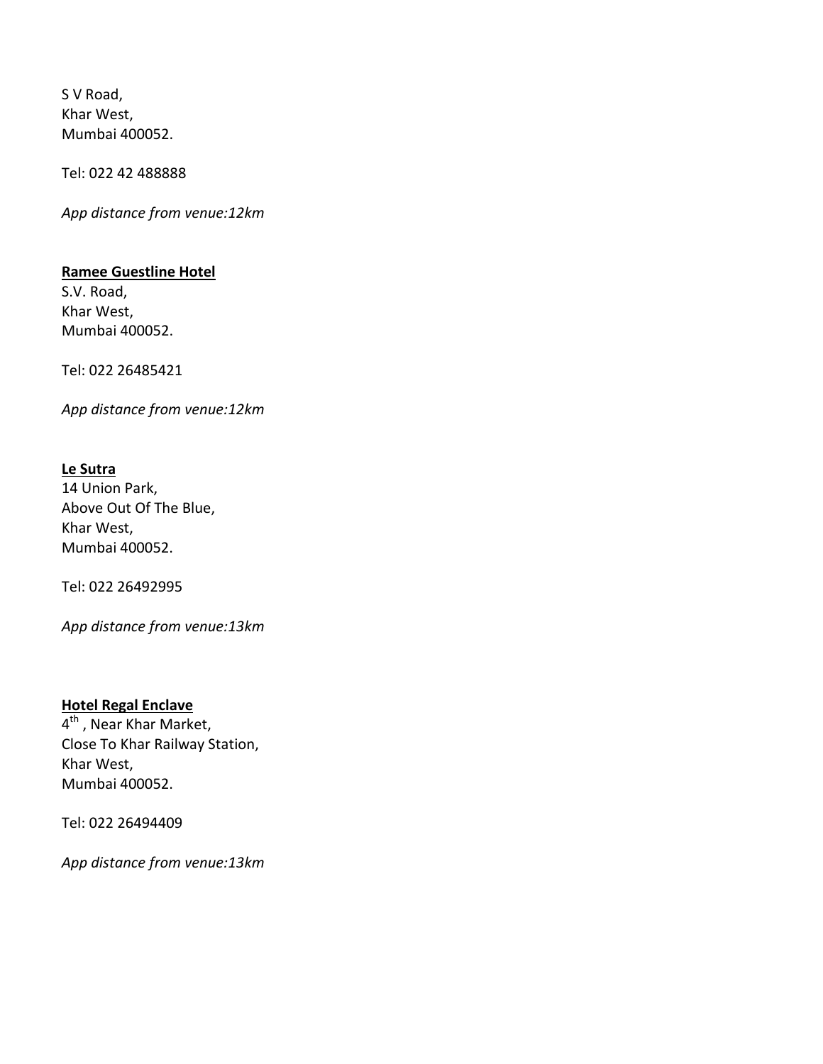S V Road,
Khar West,
Mumbai 400052.

Tel: 022 42 488888

*App distance from venue:12km*

**Ramee Guestline Hotel**
S.V. Road,
Khar West,
Mumbai 400052.

Tel: 022 26485421

*App distance from venue:12km*

**Le Sutra**
14 Union Park,
Above Out Of The Blue,
Khar West,
Mumbai 400052.

Tel: 022 26492995

*App distance from venue:13km*

**Hotel Regal Enclave**
4th , Near Khar Market,
Close To Khar Railway Station,
Khar West,
Mumbai 400052.

Tel: 022 26494409

*App distance from venue:13km*